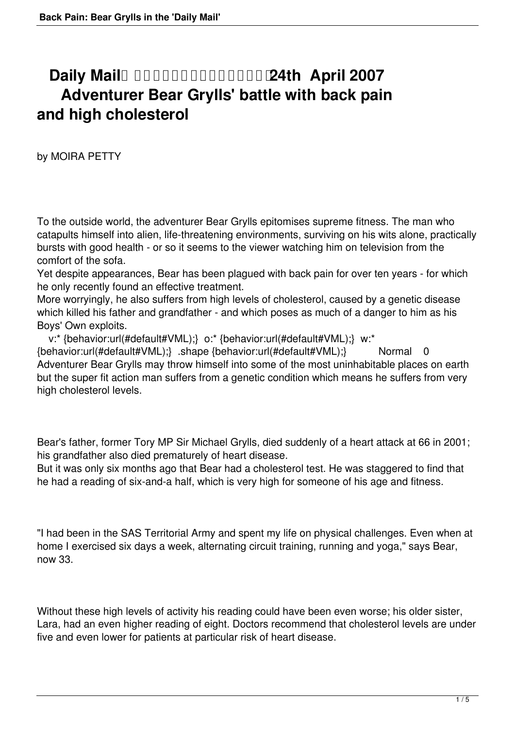# Daily Mail 24th April 2007
# Adventurer Bear Grylls' battle with back pain and high cholesterol

by MOIRA PETTY

To the outside world, the adventurer Bear Grylls epitomises supreme fitness. The man who catapults himself into alien, life-threatening environments, surviving on his wits alone, practically bursts with good health - or so it seems to the viewer watching him on television from the comfort of the sofa.

Yet despite appearances, Bear has been plagued with back pain for over ten years - for which he only recently found an effective treatment.

More worryingly, he also suffers from high levels of cholesterol, caused by a genetic disease which killed his father and grandfather - and which poses as much of a danger to him as his Boys' Own exploits.

v:* {behavior:url(#default#VML);} o:* {behavior:url(#default#VML);} w:* {behavior:url(#default#VML);} .shape {behavior:url(#default#VML);} Normal 0 Adventurer Bear Grylls may throw himself into some of the most uninhabitable places on earth but the super fit action man suffers from a genetic condition which means he suffers from very high cholesterol levels.

Bear's father, former Tory MP Sir Michael Grylls, died suddenly of a heart attack at 66 in 2001; his grandfather also died prematurely of heart disease.

But it was only six months ago that Bear had a cholesterol test. He was staggered to find that he had a reading of six-and-a half, which is very high for someone of his age and fitness.

"I had been in the SAS Territorial Army and spent my life on physical challenges. Even when at home I exercised six days a week, alternating circuit training, running and yoga," says Bear, now 33.

Without these high levels of activity his reading could have been even worse; his older sister, Lara, had an even higher reading of eight. Doctors recommend that cholesterol levels are under five and even lower for patients at particular risk of heart disease.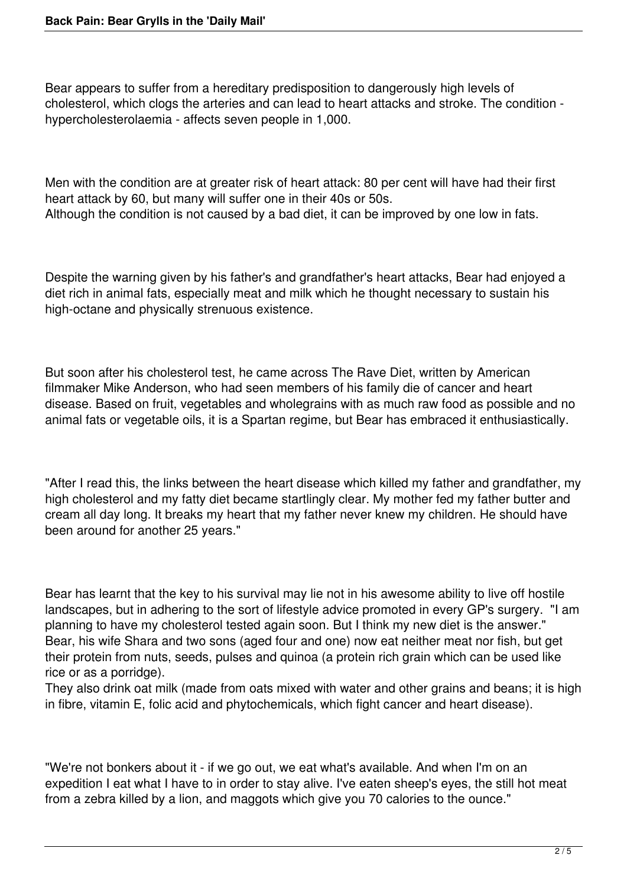Bear appears to suffer from a hereditary predisposition to dangerously high levels of cholesterol, which clogs the arteries and can lead to heart attacks and stroke. The condition - hypercholesterolaemia - affects seven people in 1,000.

Men with the condition are at greater risk of heart attack: 80 per cent will have had their first heart attack by 60, but many will suffer one in their 40s or 50s.
Although the condition is not caused by a bad diet, it can be improved by one low in fats.

Despite the warning given by his father's and grandfather's heart attacks, Bear had enjoyed a diet rich in animal fats, especially meat and milk which he thought necessary to sustain his high-octane and physically strenuous existence.

But soon after his cholesterol test, he came across The Rave Diet, written by American filmmaker Mike Anderson, who had seen members of his family die of cancer and heart disease. Based on fruit, vegetables and wholegrains with as much raw food as possible and no animal fats or vegetable oils, it is a Spartan regime, but Bear has embraced it enthusiastically.

"After I read this, the links between the heart disease which killed my father and grandfather, my high cholesterol and my fatty diet became startlingly clear. My mother fed my father butter and cream all day long. It breaks my heart that my father never knew my children. He should have been around for another 25 years."

Bear has learnt that the key to his survival may lie not in his awesome ability to live off hostile landscapes, but in adhering to the sort of lifestyle advice promoted in every GP's surgery. "I am planning to have my cholesterol tested again soon. But I think my new diet is the answer."
Bear, his wife Shara and two sons (aged four and one) now eat neither meat nor fish, but get their protein from nuts, seeds, pulses and quinoa (a protein rich grain which can be used like rice or as a porridge).
They also drink oat milk (made from oats mixed with water and other grains and beans; it is high in fibre, vitamin E, folic acid and phytochemicals, which fight cancer and heart disease).

"We're not bonkers about it - if we go out, we eat what's available. And when I'm on an expedition I eat what I have to in order to stay alive. I've eaten sheep's eyes, the still hot meat from a zebra killed by a lion, and maggots which give you 70 calories to the ounce."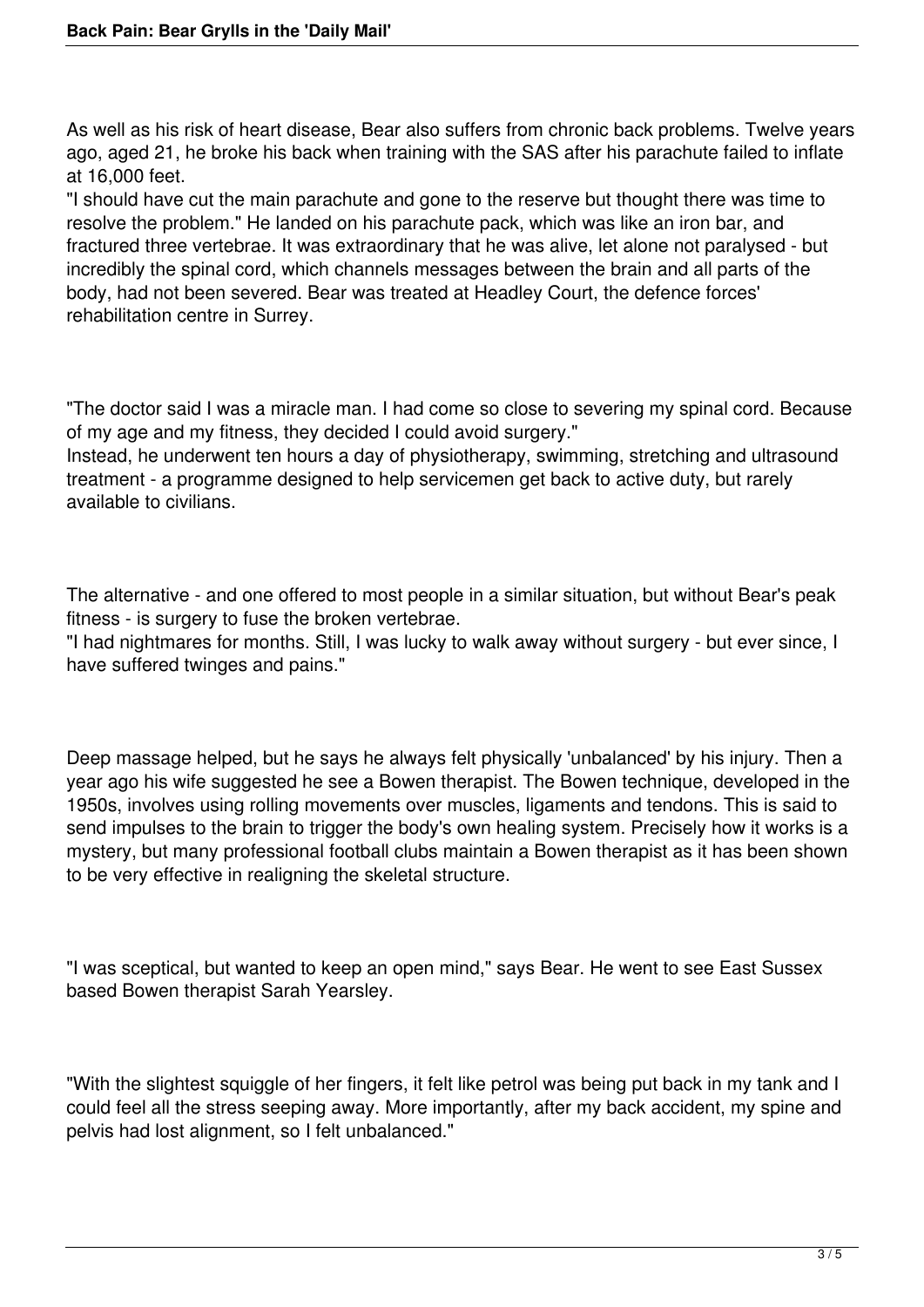As well as his risk of heart disease, Bear also suffers from chronic back problems. Twelve years ago, aged 21, he broke his back when training with the SAS after his parachute failed to inflate at 16,000 feet.

"I should have cut the main parachute and gone to the reserve but thought there was time to resolve the problem." He landed on his parachute pack, which was like an iron bar, and fractured three vertebrae. It was extraordinary that he was alive, let alone not paralysed - but incredibly the spinal cord, which channels messages between the brain and all parts of the body, had not been severed. Bear was treated at Headley Court, the defence forces' rehabilitation centre in Surrey.

"The doctor said I was a miracle man. I had come so close to severing my spinal cord. Because of my age and my fitness, they decided I could avoid surgery."

Instead, he underwent ten hours a day of physiotherapy, swimming, stretching and ultrasound treatment - a programme designed to help servicemen get back to active duty, but rarely available to civilians.

The alternative - and one offered to most people in a similar situation, but without Bear's peak fitness - is surgery to fuse the broken vertebrae.

"I had nightmares for months. Still, I was lucky to walk away without surgery - but ever since, I have suffered twinges and pains."

Deep massage helped, but he says he always felt physically 'unbalanced' by his injury. Then a year ago his wife suggested he see a Bowen therapist. The Bowen technique, developed in the 1950s, involves using rolling movements over muscles, ligaments and tendons. This is said to send impulses to the brain to trigger the body's own healing system. Precisely how it works is a mystery, but many professional football clubs maintain a Bowen therapist as it has been shown to be very effective in realigning the skeletal structure.

"I was sceptical, but wanted to keep an open mind," says Bear. He went to see East Sussex based Bowen therapist Sarah Yearsley.

"With the slightest squiggle of her fingers, it felt like petrol was being put back in my tank and I could feel all the stress seeping away. More importantly, after my back accident, my spine and pelvis had lost alignment, so I felt unbalanced."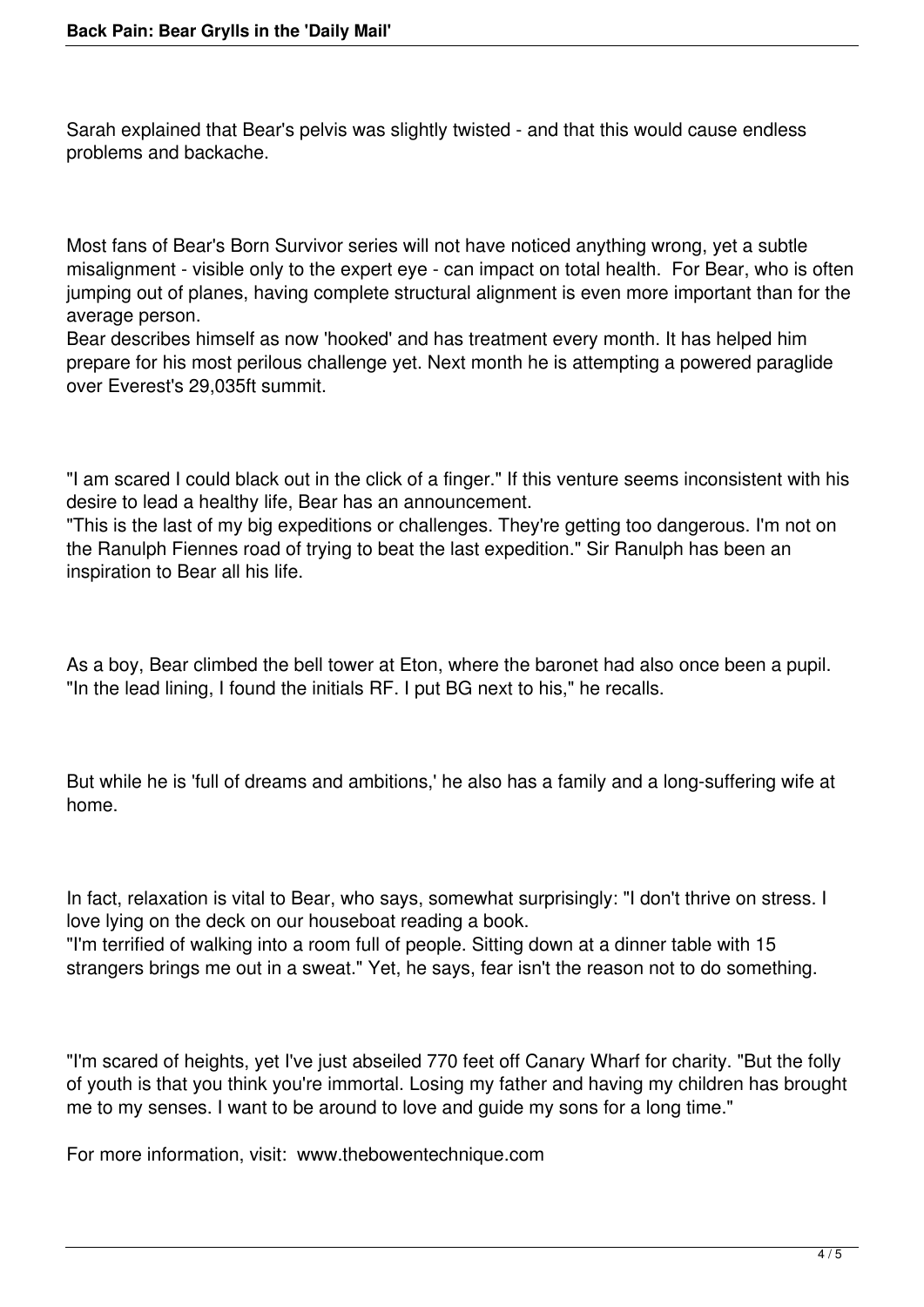Sarah explained that Bear's pelvis was slightly twisted - and that this would cause endless problems and backache.

Most fans of Bear's Born Survivor series will not have noticed anything wrong, yet a subtle misalignment - visible only to the expert eye - can impact on total health. For Bear, who is often jumping out of planes, having complete structural alignment is even more important than for the average person.

Bear describes himself as now 'hooked' and has treatment every month. It has helped him prepare for his most perilous challenge yet. Next month he is attempting a powered paraglide over Everest's 29,035ft summit.

"I am scared I could black out in the click of a finger." If this venture seems inconsistent with his desire to lead a healthy life, Bear has an announcement.

"This is the last of my big expeditions or challenges. They're getting too dangerous. I'm not on the Ranulph Fiennes road of trying to beat the last expedition." Sir Ranulph has been an inspiration to Bear all his life.

As a boy, Bear climbed the bell tower at Eton, where the baronet had also once been a pupil. "In the lead lining, I found the initials RF. I put BG next to his," he recalls.

But while he is 'full of dreams and ambitions,' he also has a family and a long-suffering wife at home.

In fact, relaxation is vital to Bear, who says, somewhat surprisingly: "I don't thrive on stress. I love lying on the deck on our houseboat reading a book.

"I'm terrified of walking into a room full of people. Sitting down at a dinner table with 15 strangers brings me out in a sweat." Yet, he says, fear isn't the reason not to do something.

"I'm scared of heights, yet I've just abseiled 770 feet off Canary Wharf for charity. "But the folly of youth is that you think you're immortal. Losing my father and having my children has brought me to my senses. I want to be around to love and guide my sons for a long time."

For more information, visit: www.thebowentechnique.com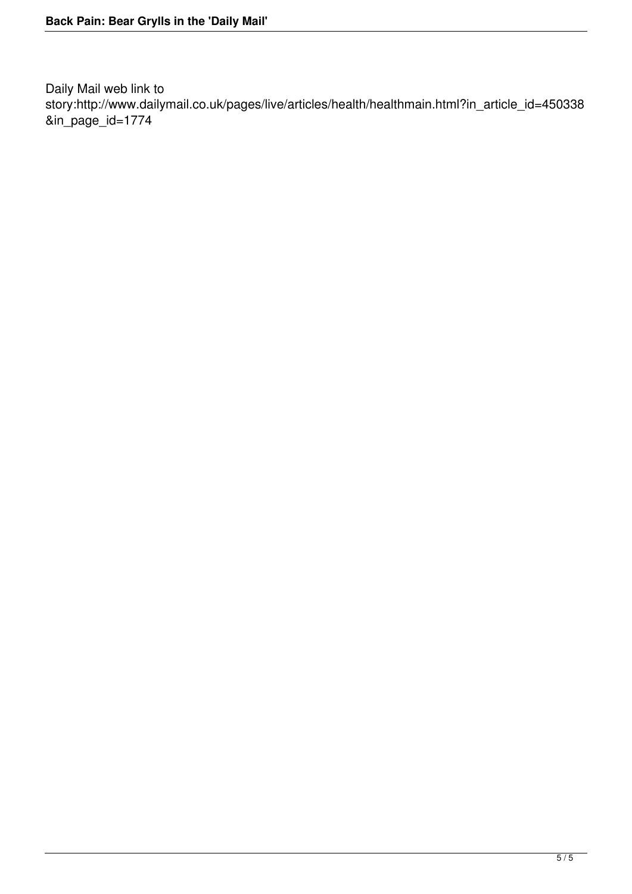Daily Mail web link to story:http://www.dailymail.co.uk/pages/live/articles/health/healthmain.html?in_article_id=450338&in_page_id=1774